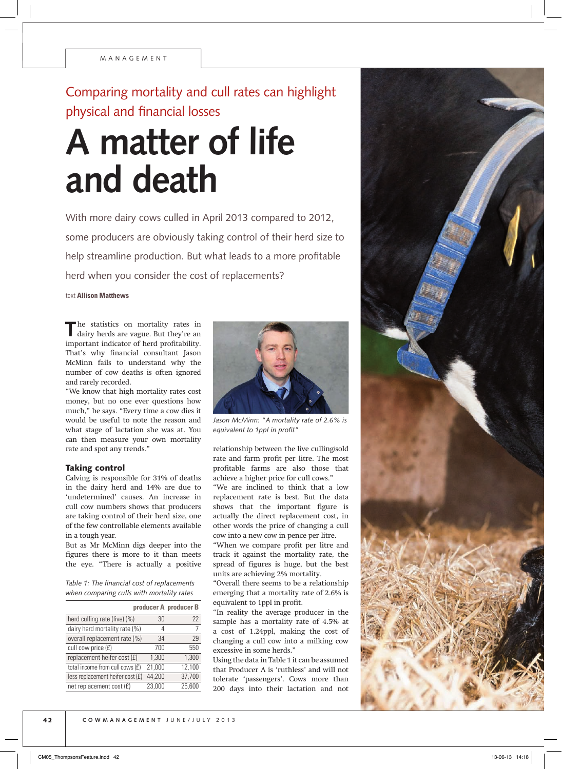MANAGEMENT

Comparing mortality and cull rates can highlight physical and financial losses

# A matter of life and death

With more dairy cows culled in April 2013 compared to 2012, some producers are obviously taking control of their herd size to help streamline production. But what leads to a more profitable herd when you consider the cost of replacements?

text **Allison Matthews**

The statistics on mortality rates in dairy herds are vague. But they're an important indicator of herd profitability. That's why financial consultant Jason McMinn fails to understand why the number of cow deaths is often ignored and rarely recorded.

"We know that high mortality rates cost money, but no one ever questions how much," he says. "Every time a cow dies it would be useful to note the reason and what stage of lactation she was at. You can then measure your own mortality rate and spot any trends."

## Taking control

Calving is responsible for 31% of deaths in the dairy herd and 14% are due to 'undetermined' causes. An increase in cull cow numbers shows that producers are taking control of their herd size, one of the few controllable elements available in a tough year.

But as Mr McMinn digs deeper into the figures there is more to it than meets the eye. "There is actually a positive relationship between the live culling/sold rate and farm profit per litre. The most profitable farms are also those that achieve a higher price for cull cows."

*Table 1: The financial cost of replacements when comparing culls with mortality rates*

| | producer A | producer B |
|---|---|---|
| herd culling rate (live) (%) | 30 | 22 |
| dairy herd mortality rate (%) | 4 | 7 |
| overall replacement rate (%) | 34 | 29 |
| cull cow price (£) | 700 | 550 |
| replacement heifer cost (£) | 1,300 | 1,300 |
| total income from cull cows (£) | 21,000 | 12,100 |
| less replacement heifer cost (£) | 44,200 | 37,700 |
| net replacement cost (£) | 23,000 | 25,600 |

*Jason McMinn: "A mortality rate of 2.6% is equivalent to 1ppl in profit"*

"We are inclined to think that a low replacement rate is best. But the data shows that the important figure is actually the direct replacement cost, in other words the price of changing a cull cow into a new cow in pence per litre.

"When we compare profit per litre and track it against the mortality rate, the spread of figures is huge, but the best units are achieving 2% mortality.

"Overall there seems to be a relationship emerging that a mortality rate of 2.6% is equivalent to 1ppl in profit.

"In reality the average producer in the sample has a mortality rate of 4.5% at a cost of 1.24ppl, making the cost of changing a cull cow into a milking cow excessive in some herds."

Using the data in Table 1 it can be assumed that Producer A is 'ruthless' and will not tolerate 'passengers'. Cows more than 200 days into their lactation and not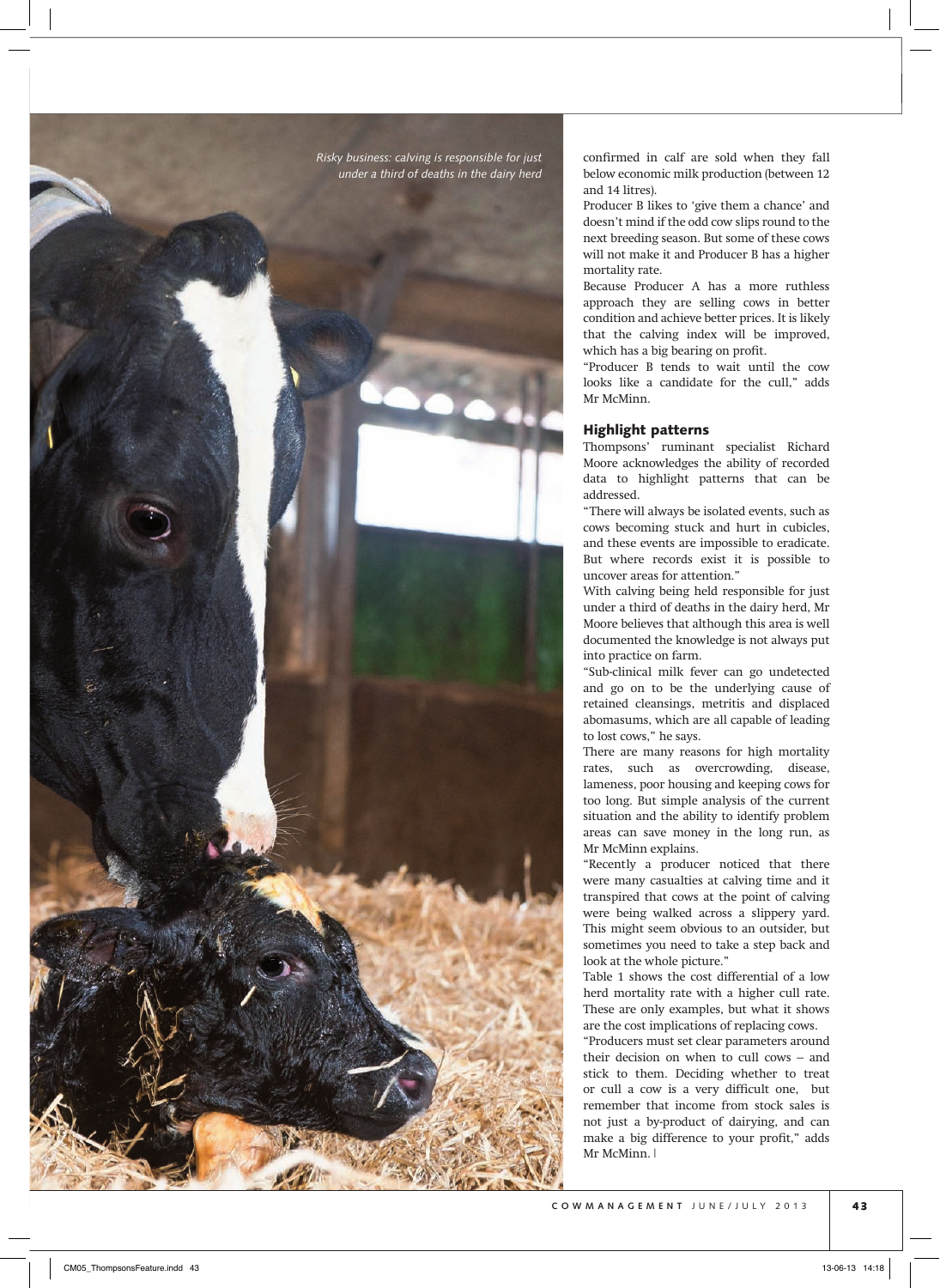*Risky business: calving is responsible for just under a third of deaths in the dairy herd*

confirmed in calf are sold when they fall below economic milk production (between 12 and 14 litres).

Producer B likes to 'give them a chance' and doesn't mind if the odd cow slips round to the next breeding season. But some of these cows will not make it and Producer B has a higher mortality rate.

Because Producer A has a more ruthless approach they are selling cows in better condition and achieve better prices. It is likely that the calving index will be improved, which has a big bearing on profit.

"Producer B tends to wait until the cow looks like a candidate for the cull," adds Mr McMinn.

### Highlight patterns

Thompsons' ruminant specialist Richard Moore acknowledges the ability of recorded data to highlight patterns that can be addressed.

"There will always be isolated events, such as cows becoming stuck and hurt in cubicles, and these events are impossible to eradicate. But where records exist it is possible to uncover areas for attention."

With calving being held responsible for just under a third of deaths in the dairy herd, Mr Moore believes that although this area is well documented the knowledge is not always put into practice on farm.

"Sub-clinical milk fever can go undetected and go on to be the underlying cause of retained cleansings, metritis and displaced abomasums, which are all capable of leading to lost cows," he says.

There are many reasons for high mortality rates, such as overcrowding, disease, lameness, poor housing and keeping cows for too long. But simple analysis of the current situation and the ability to identify problem areas can save money in the long run, as Mr McMinn explains.

"Recently a producer noticed that there were many casualties at calving time and it transpired that cows at the point of calving were being walked across a slippery yard. This might seem obvious to an outsider, but sometimes you need to take a step back and look at the whole picture."

Table 1 shows the cost differential of a low herd mortality rate with a higher cull rate. These are only examples, but what it shows are the cost implications of replacing cows.

"Producers must set clear parameters around their decision on when to cull cows – and stick to them. Deciding whether to treat or cull a cow is a very difficult one, but remember that income from stock sales is not just a by-product of dairying, and can make a big difference to your profit," adds Mr McMinn. |